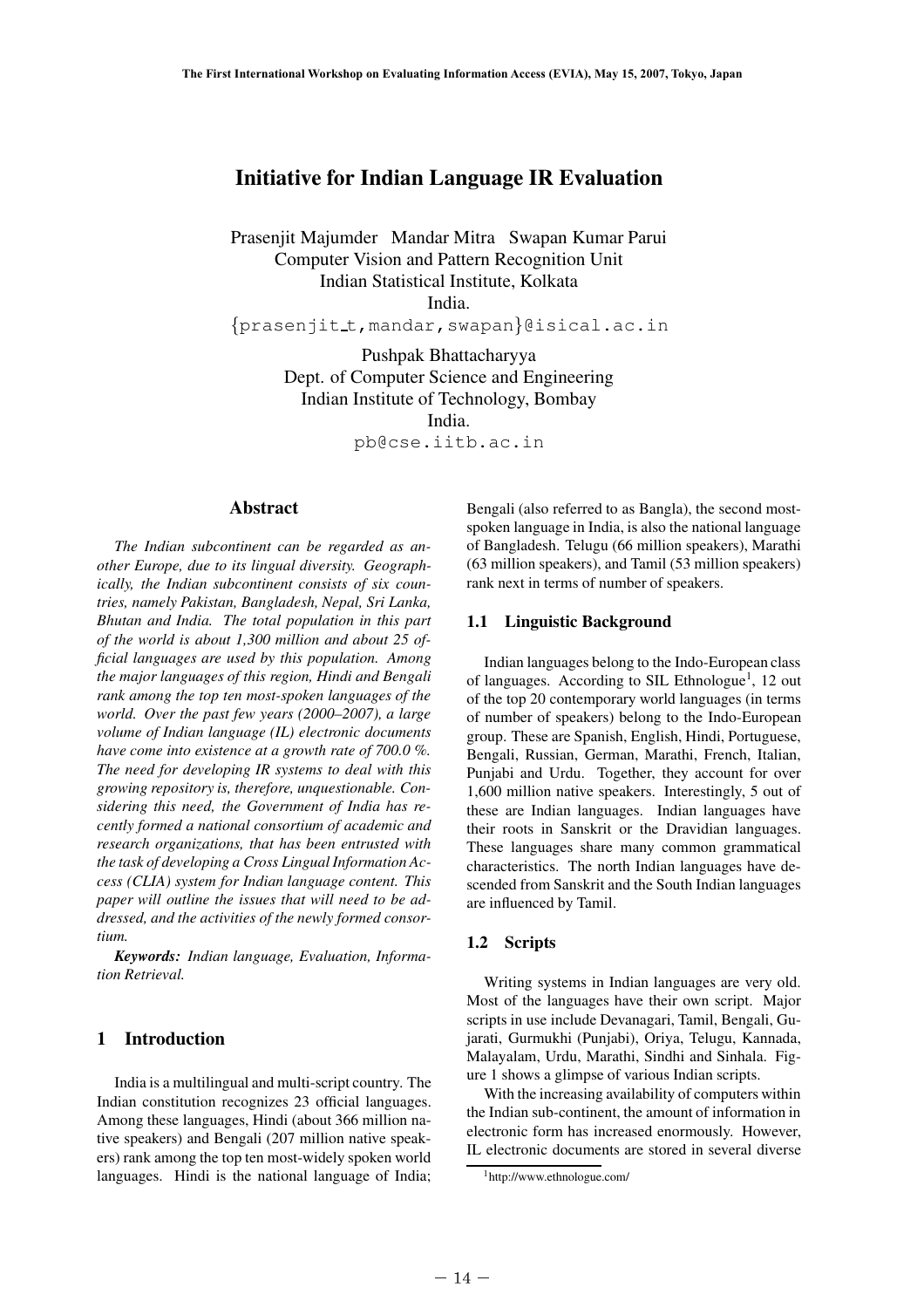# Initiative for Indian Language IR Evaluation

Prasenjit Majumder Mandar Mitra Swapan Kumar Parui
Computer Vision and Pattern Recognition Unit
Indian Statistical Institute, Kolkata
India.
{prasenjit_t,mandar,swapan}@isical.ac.in

Pushpak Bhattacharyya
Dept. of Computer Science and Engineering
Indian Institute of Technology, Bombay
India.
pb@cse.iitb.ac.in

## Abstract

*The Indian subcontinent can be regarded as another Europe, due to its lingual diversity. Geographically, the Indian subcontinent consists of six countries, namely Pakistan, Bangladesh, Nepal, Sri Lanka, Bhutan and India. The total population in this part of the world is about 1,300 million and about 25 official languages are used by this population. Among the major languages of this region, Hindi and Bengali rank among the top ten most-spoken languages of the world. Over the past few years (2000–2007), a large volume of Indian language (IL) electronic documents have come into existence at a growth rate of 700.0 %. The need for developing IR systems to deal with this growing repository is, therefore, unquestionable. Considering this need, the Government of India has recently formed a national consortium of academic and research organizations, that has been entrusted with the task of developing a Cross Lingual Information Access (CLIA) system for Indian language content. This paper will outline the issues that will need to be addressed, and the activities of the newly formed consortium.*

***Keywords:*** *Indian language, Evaluation, Information Retrieval.*

## 1 Introduction

India is a multilingual and multi-script country. The Indian constitution recognizes 23 official languages. Among these languages, Hindi (about 366 million native speakers) and Bengali (207 million native speakers) rank among the top ten most-widely spoken world languages. Hindi is the national language of India; Bengali (also referred to as Bangla), the second most-spoken language in India, is also the national language of Bangladesh. Telugu (66 million speakers), Marathi (63 million speakers), and Tamil (53 million speakers) rank next in terms of number of speakers.

### 1.1 Linguistic Background

Indian languages belong to the Indo-European class of languages. According to SIL Ethnologue[1], 12 out of the top 20 contemporary world languages (in terms of number of speakers) belong to the Indo-European group. These are Spanish, English, Hindi, Portuguese, Bengali, Russian, German, Marathi, French, Italian, Punjabi and Urdu. Together, they account for over 1,600 million native speakers. Interestingly, 5 out of these are Indian languages. Indian languages have their roots in Sanskrit or the Dravidian languages. These languages share many common grammatical characteristics. The north Indian languages have descended from Sanskrit and the South Indian languages are influenced by Tamil.

### 1.2 Scripts

Writing systems in Indian languages are very old. Most of the languages have their own script. Major scripts in use include Devanagari, Tamil, Bengali, Gujarati, Gurmukhi (Punjabi), Oriya, Telugu, Kannada, Malayalam, Urdu, Marathi, Sindhi and Sinhala. Figure 1 shows a glimpse of various Indian scripts.

With the increasing availability of computers within the Indian sub-continent, the amount of information in electronic form has increased enormously. However, IL electronic documents are stored in several diverse

[1] http://www.ethnologue.com/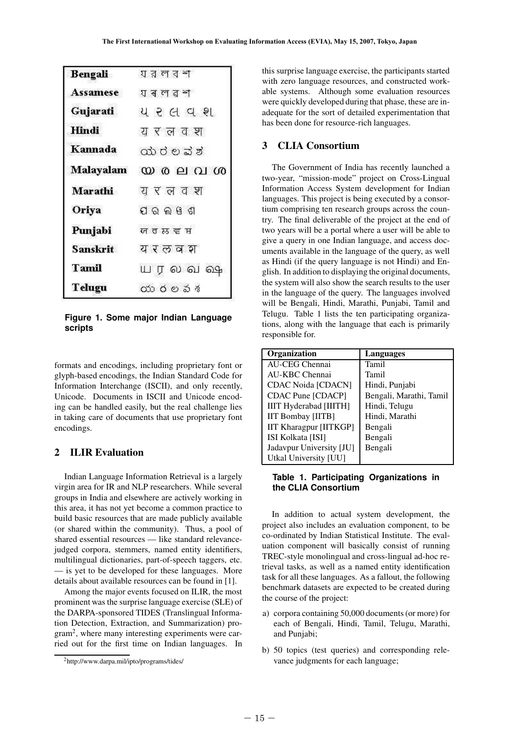| | |
|---|---|
| **Bengali** | য র ল ব শ |
| **Assamese** | য ৰ ল ৱ শ |
| **Gujarati** | ય ર લ વ શ |
| **Hindi** | य र ल व श |
| **Kannada** | ಯ ರ ಲ ವ ಶ |
| **Malayalam** | യ ര ല വ ശ |
| **Marathi** | य र ल व श |
| **Oriya** | ଯ ର ଲ ଵ ଶ |
| **Punjabi** | ਯ ਰ ਲ਼ ਵ ਸ਼ |
| **Sanskrit** | य र ल व श |
| **Tamil** | ய ர ல வ ஷ |
| **Telugu** | య ర ల వ శ |

**Figure 1. Some major Indian Language scripts**

formats and encodings, including proprietary font or glyph-based encodings, the Indian Standard Code for Information Interchange (ISCII), and only recently, Unicode. Documents in ISCII and Unicode encoding can be handled easily, but the real challenge lies in taking care of documents that use proprietary font encodings.

## 2 ILIR Evaluation

Indian Language Information Retrieval is a largely virgin area for IR and NLP researchers. While several groups in India and elsewhere are actively working in this area, it has not yet become a common practice to build basic resources that are made publicly available (or shared within the community). Thus, a pool of shared essential resources — like standard relevance-judged corpora, stemmers, named entity identifiers, multilingual dictionaries, part-of-speech taggers, etc. — is yet to be developed for these languages. More details about available resources can be found in [1].

Among the major events focused on ILIR, the most prominent was the surprise language exercise (SLE) of the DARPA-sponsored TIDES (Translingual Information Detection, Extraction, and Summarization) program[2], where many interesting experiments were carried out for the first time on Indian languages. In this surprise language exercise, the participants started with zero language resources, and constructed workable systems. Although some evaluation resources were quickly developed during that phase, these are inadequate for the sort of detailed experimentation that has been done for resource-rich languages.

[2]http://www.darpa.mil/ipto/programs/tides/

## 3 CLIA Consortium

The Government of India has recently launched a two-year, "mission-mode" project on Cross-Lingual Information Access System development for Indian languages. This project is being executed by a consortium comprising ten research groups across the country. The final deliverable of the project at the end of two years will be a portal where a user will be able to give a query in one Indian language, and access documents available in the language of the query, as well as Hindi (if the query language is not Hindi) and English. In addition to displaying the original documents, the system will also show the search results to the user in the language of the query. The languages involved will be Bengali, Hindi, Marathi, Punjabi, Tamil and Telugu. Table 1 lists the ten participating organizations, along with the language that each is primarily responsible for.

| Organization | Languages |
|---|---|
| AU-CEG Chennai | Tamil |
| AU-KBC Chennai | Tamil |
| CDAC Noida [CDACN] | Hindi, Punjabi |
| CDAC Pune [CDACP] | Bengali, Marathi, Tamil |
| IIIT Hyderabad [IIITH] | Hindi, Telugu |
| IIT Bombay [IITB] | Hindi, Marathi |
| IIT Kharagpur [IITKGP] | Bengali |
| ISI Kolkata [ISI] | Bengali |
| Jadavpur University [JU] | Bengali |
| Utkal University [UU] | |

**Table 1. Participating Organizations in the CLIA Consortium**

In addition to actual system development, the project also includes an evaluation component, to be co-ordinated by Indian Statistical Institute. The evaluation component will basically consist of running TREC-style monolingual and cross-lingual ad-hoc retrieval tasks, as well as a named entity identification task for all these languages. As a fallout, the following benchmark datasets are expected to be created during the course of the project:

a) corpora containing 50,000 documents (or more) for each of Bengali, Hindi, Tamil, Telugu, Marathi, and Punjabi;

b) 50 topics (test queries) and corresponding relevance judgments for each language;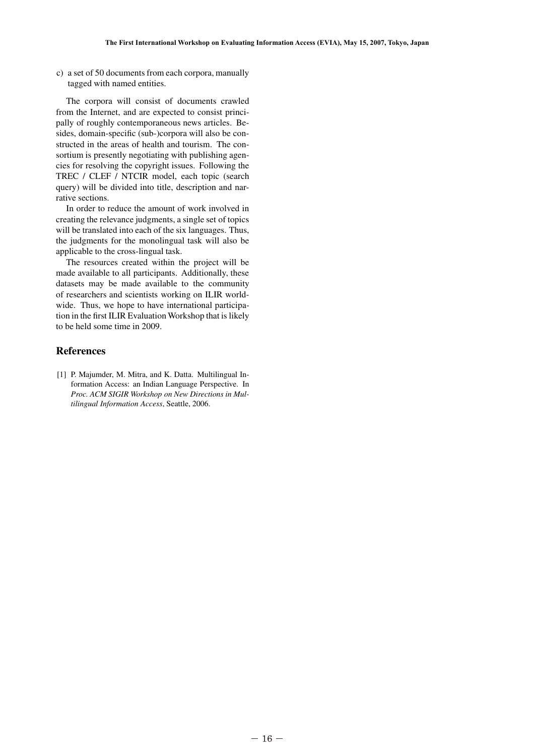c) a set of 50 documents from each corpora, manually tagged with named entities.

The corpora will consist of documents crawled from the Internet, and are expected to consist principally of roughly contemporaneous news articles. Besides, domain-specific (sub-)corpora will also be constructed in the areas of health and tourism. The consortium is presently negotiating with publishing agencies for resolving the copyright issues. Following the TREC / CLEF / NTCIR model, each topic (search query) will be divided into title, description and narrative sections.

In order to reduce the amount of work involved in creating the relevance judgments, a single set of topics will be translated into each of the six languages. Thus, the judgments for the monolingual task will also be applicable to the cross-lingual task.

The resources created within the project will be made available to all participants. Additionally, these datasets may be made available to the community of researchers and scientists working on ILIR worldwide. Thus, we hope to have international participation in the first ILIR Evaluation Workshop that is likely to be held some time in 2009.

## References

[1] P. Majumder, M. Mitra, and K. Datta. Multilingual Information Access: an Indian Language Perspective. In *Proc. ACM SIGIR Workshop on New Directions in Multilingual Information Access*, Seattle, 2006.